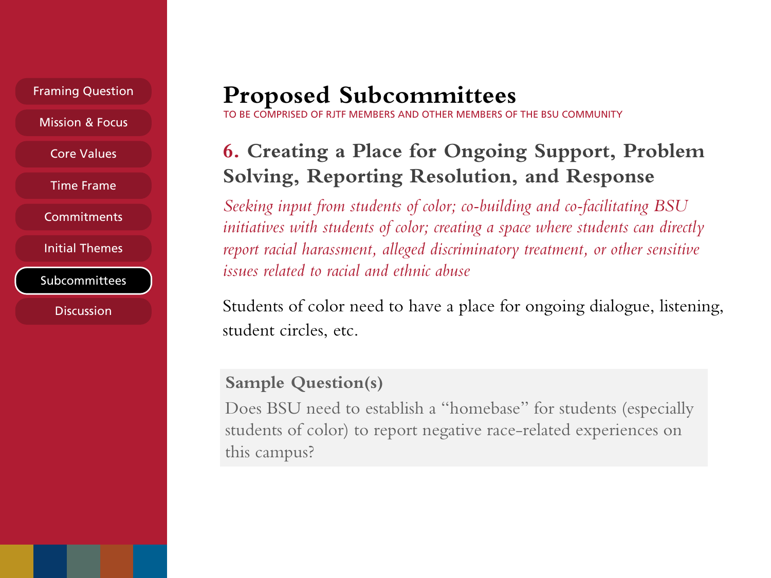- Framing Question
- Mission & Focus
- Core Values
- Time Frame
- Commitments
- Initial Themes
- **Subcommittees**
- Discussion

# Proposed Subcommittees

TO BE COMPRISED OF RJTF MEMBERS AND OTHER MEMBERS OF THE BSU COMMUNITY

## 6. Creating a Place for Ongoing Support, Problem Solving, Reporting Resolution, and Response

*Seeking input from students of color; co-building and co-facilitating BSU initiatives with students of color; creating a space where students can directly report racial harassment, alleged discriminatory treatment, or other sensitive issues related to racial and ethnic abuse*

Students of color need to have a place for ongoing dialogue, listening, student circles, etc.

**Sample Question(s)**

Does BSU need to establish a "homebase" for students (especially students of color) to report negative race-related experiences on this campus?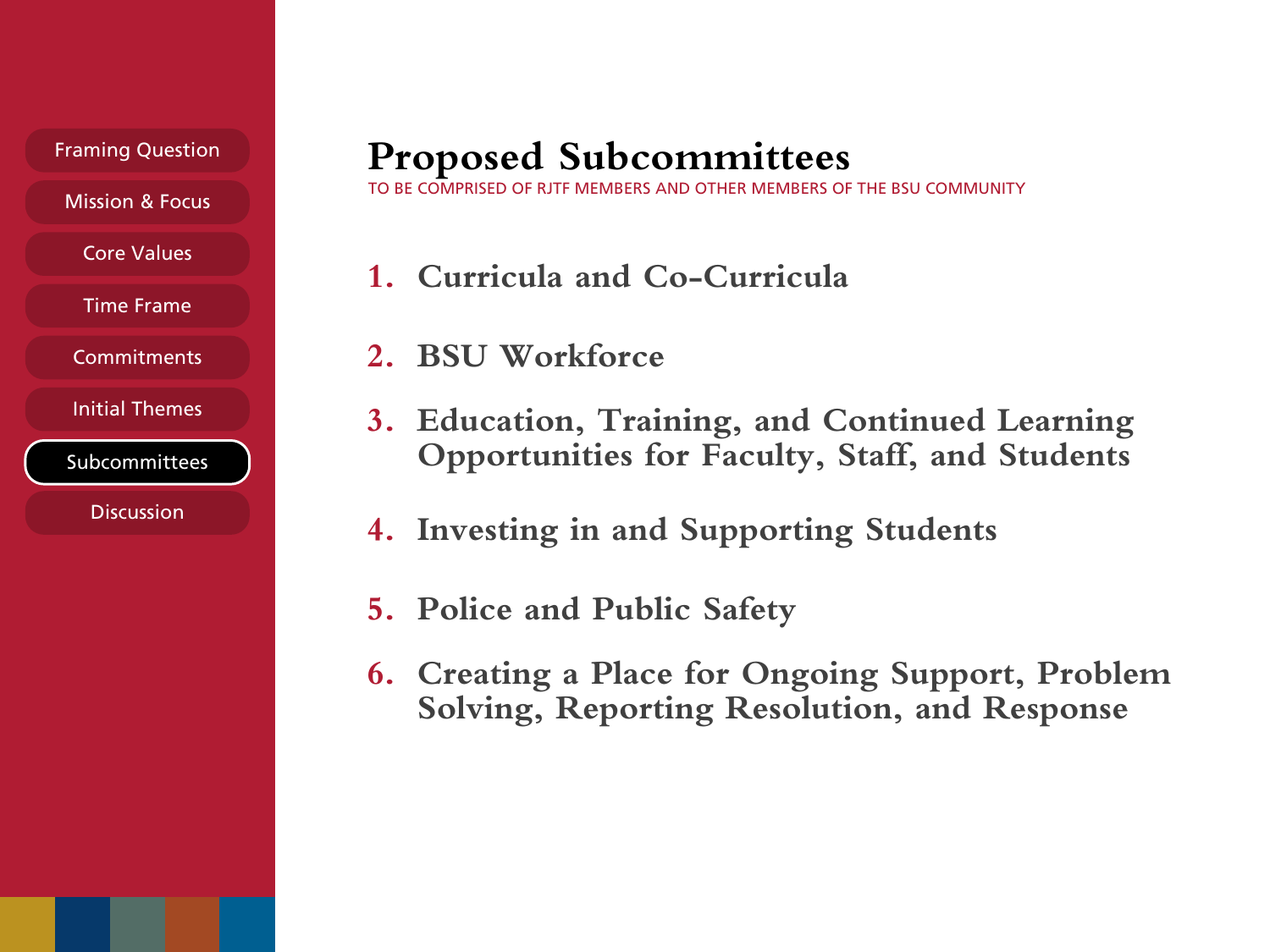# Proposed Subcommittees

TO BE COMPRISED OF RJTF MEMBERS AND OTHER MEMBERS OF THE BSU COMMUNITY

1. **Curricula and Co-Curricula**
2. **BSU Workforce**
3. **Education, Training, and Continued Learning Opportunities for Faculty, Staff, and Students**
4. **Investing in and Supporting Students**
5. **Police and Public Safety**
6. **Creating a Place for Ongoing Support, Problem Solving, Reporting Resolution, and Response**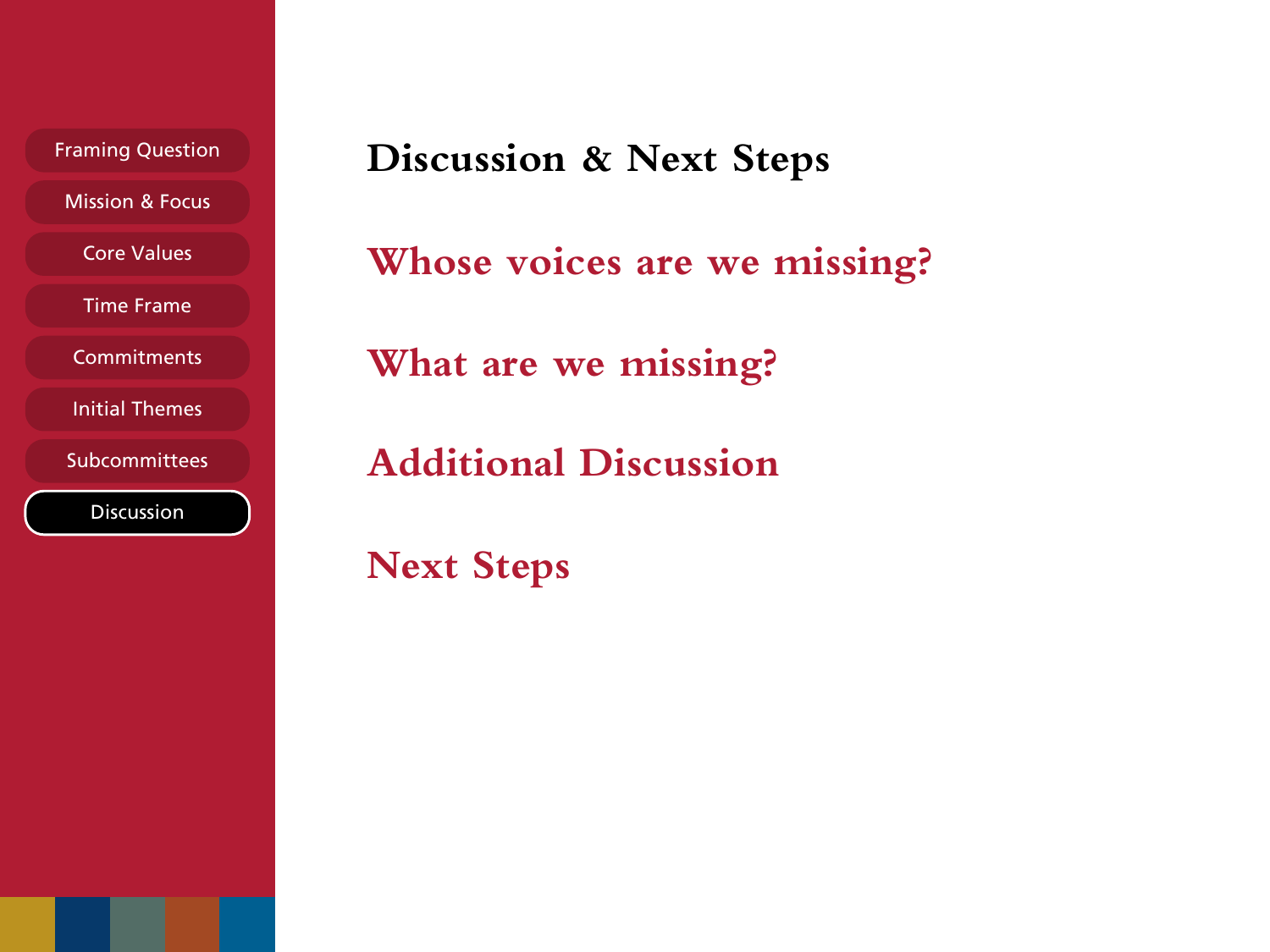- Framing Question
- Mission & Focus
- Core Values
- Time Frame
- Commitments
- Initial Themes
- Subcommittees
- Discussion

# Discussion & Next Steps

## Whose voices are we missing?

## What are we missing?

## Additional Discussion

## Next Steps